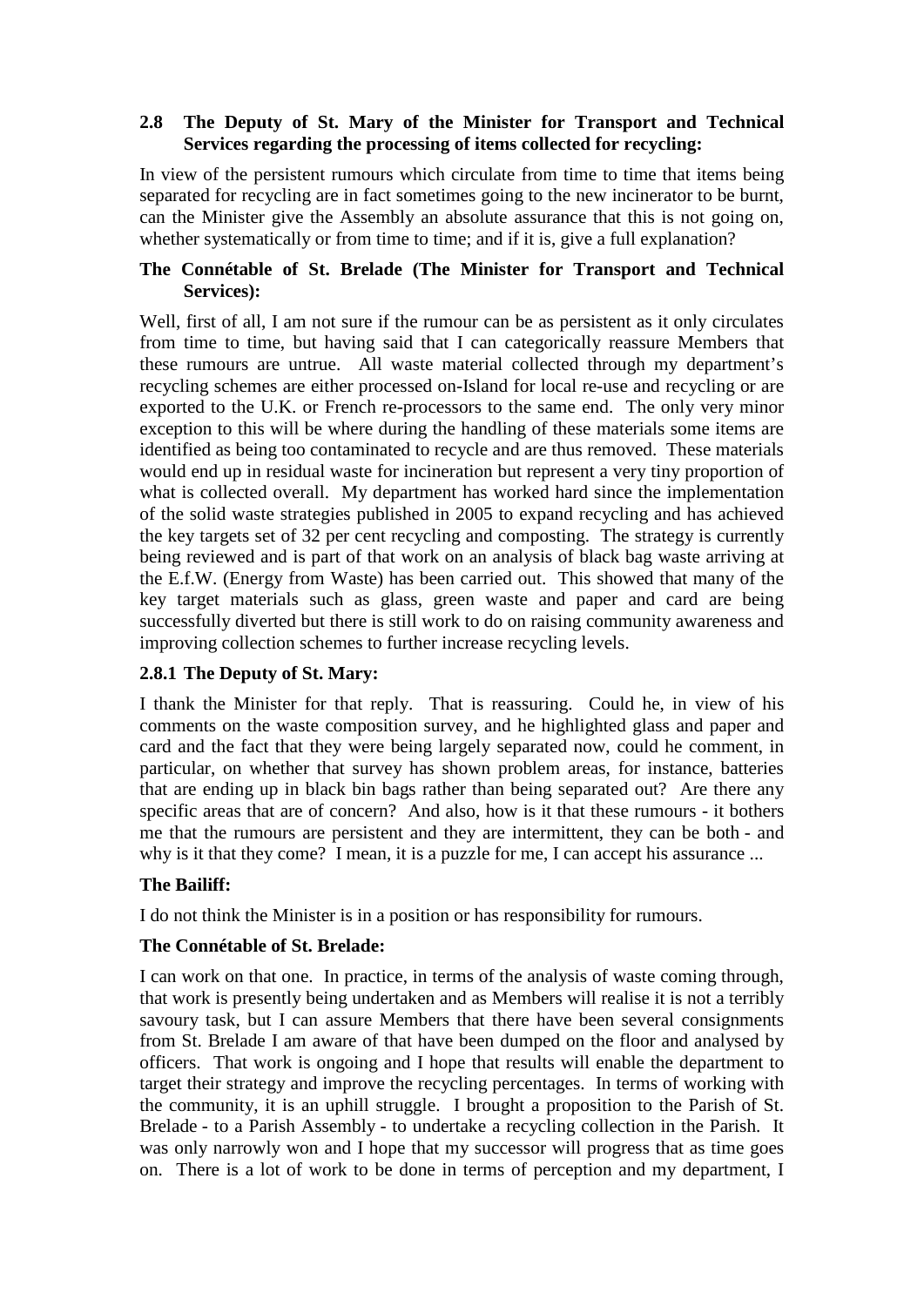**2.8 The Deputy of St. Mary of the Minister for Transport and Technical Services regarding the processing of items collected for recycling:**

In view of the persistent rumours which circulate from time to time that items being separated for recycling are in fact sometimes going to the new incinerator to be burnt, can the Minister give the Assembly an absolute assurance that this is not going on, whether systematically or from time to time; and if it is, give a full explanation?

**The Connétable of St. Brelade (The Minister for Transport and Technical Services):**

Well, first of all, I am not sure if the rumour can be as persistent as it only circulates from time to time, but having said that I can categorically reassure Members that these rumours are untrue. All waste material collected through my department's recycling schemes are either processed on-Island for local re-use and recycling or are exported to the U.K. or French re-processors to the same end. The only very minor exception to this will be where during the handling of these materials some items are identified as being too contaminated to recycle and are thus removed. These materials would end up in residual waste for incineration but represent a very tiny proportion of what is collected overall. My department has worked hard since the implementation of the solid waste strategies published in 2005 to expand recycling and has achieved the key targets set of 32 per cent recycling and composting. The strategy is currently being reviewed and is part of that work on an analysis of black bag waste arriving at the E.f.W. (Energy from Waste) has been carried out. This showed that many of the key target materials such as glass, green waste and paper and card are being successfully diverted but there is still work to do on raising community awareness and improving collection schemes to further increase recycling levels.

**2.8.1 The Deputy of St. Mary:**

I thank the Minister for that reply. That is reassuring. Could he, in view of his comments on the waste composition survey, and he highlighted glass and paper and card and the fact that they were being largely separated now, could he comment, in particular, on whether that survey has shown problem areas, for instance, batteries that are ending up in black bin bags rather than being separated out? Are there any specific areas that are of concern? And also, how is it that these rumours - it bothers me that the rumours are persistent and they are intermittent, they can be both - and why is it that they come? I mean, it is a puzzle for me, I can accept his assurance ...

**The Bailiff:**

I do not think the Minister is in a position or has responsibility for rumours.

**The Connétable of St. Brelade:**

I can work on that one. In practice, in terms of the analysis of waste coming through, that work is presently being undertaken and as Members will realise it is not a terribly savoury task, but I can assure Members that there have been several consignments from St. Brelade I am aware of that have been dumped on the floor and analysed by officers. That work is ongoing and I hope that results will enable the department to target their strategy and improve the recycling percentages. In terms of working with the community, it is an uphill struggle. I brought a proposition to the Parish of St. Brelade - to a Parish Assembly - to undertake a recycling collection in the Parish. It was only narrowly won and I hope that my successor will progress that as time goes on. There is a lot of work to be done in terms of perception and my department, I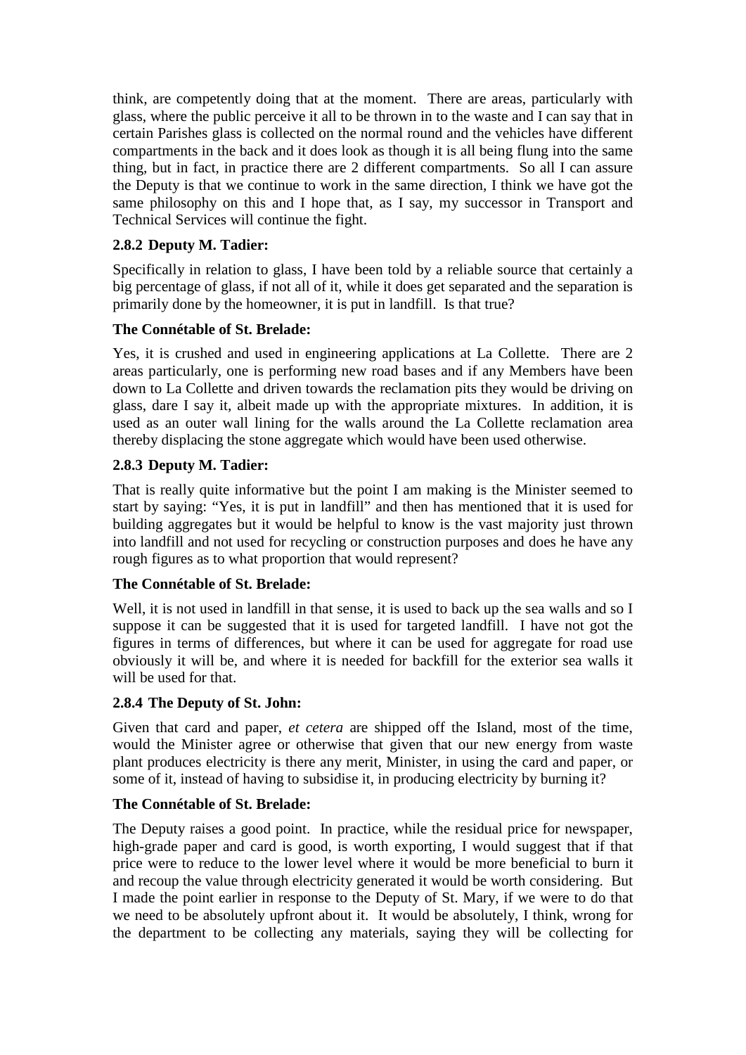think, are competently doing that at the moment. There are areas, particularly with glass, where the public perceive it all to be thrown in to the waste and I can say that in certain Parishes glass is collected on the normal round and the vehicles have different compartments in the back and it does look as though it is all being flung into the same thing, but in fact, in practice there are 2 different compartments. So all I can assure the Deputy is that we continue to work in the same direction, I think we have got the same philosophy on this and I hope that, as I say, my successor in Transport and Technical Services will continue the fight.

### 2.8.2 Deputy M. Tadier:

Specifically in relation to glass, I have been told by a reliable source that certainly a big percentage of glass, if not all of it, while it does get separated and the separation is primarily done by the homeowner, it is put in landfill. Is that true?

**The Connétable of St. Brelade:**

Yes, it is crushed and used in engineering applications at La Collette. There are 2 areas particularly, one is performing new road bases and if any Members have been down to La Collette and driven towards the reclamation pits they would be driving on glass, dare I say it, albeit made up with the appropriate mixtures. In addition, it is used as an outer wall lining for the walls around the La Collette reclamation area thereby displacing the stone aggregate which would have been used otherwise.

### 2.8.3 Deputy M. Tadier:

That is really quite informative but the point I am making is the Minister seemed to start by saying: "Yes, it is put in landfill" and then has mentioned that it is used for building aggregates but it would be helpful to know is the vast majority just thrown into landfill and not used for recycling or construction purposes and does he have any rough figures as to what proportion that would represent?

**The Connétable of St. Brelade:**

Well, it is not used in landfill in that sense, it is used to back up the sea walls and so I suppose it can be suggested that it is used for targeted landfill. I have not got the figures in terms of differences, but where it can be used for aggregate for road use obviously it will be, and where it is needed for backfill for the exterior sea walls it will be used for that.

### 2.8.4 The Deputy of St. John:

Given that card and paper, *et cetera* are shipped off the Island, most of the time, would the Minister agree or otherwise that given that our new energy from waste plant produces electricity is there any merit, Minister, in using the card and paper, or some of it, instead of having to subsidise it, in producing electricity by burning it?

**The Connétable of St. Brelade:**

The Deputy raises a good point. In practice, while the residual price for newspaper, high-grade paper and card is good, is worth exporting, I would suggest that if that price were to reduce to the lower level where it would be more beneficial to burn it and recoup the value through electricity generated it would be worth considering. But I made the point earlier in response to the Deputy of St. Mary, if we were to do that we need to be absolutely upfront about it. It would be absolutely, I think, wrong for the department to be collecting any materials, saying they will be collecting for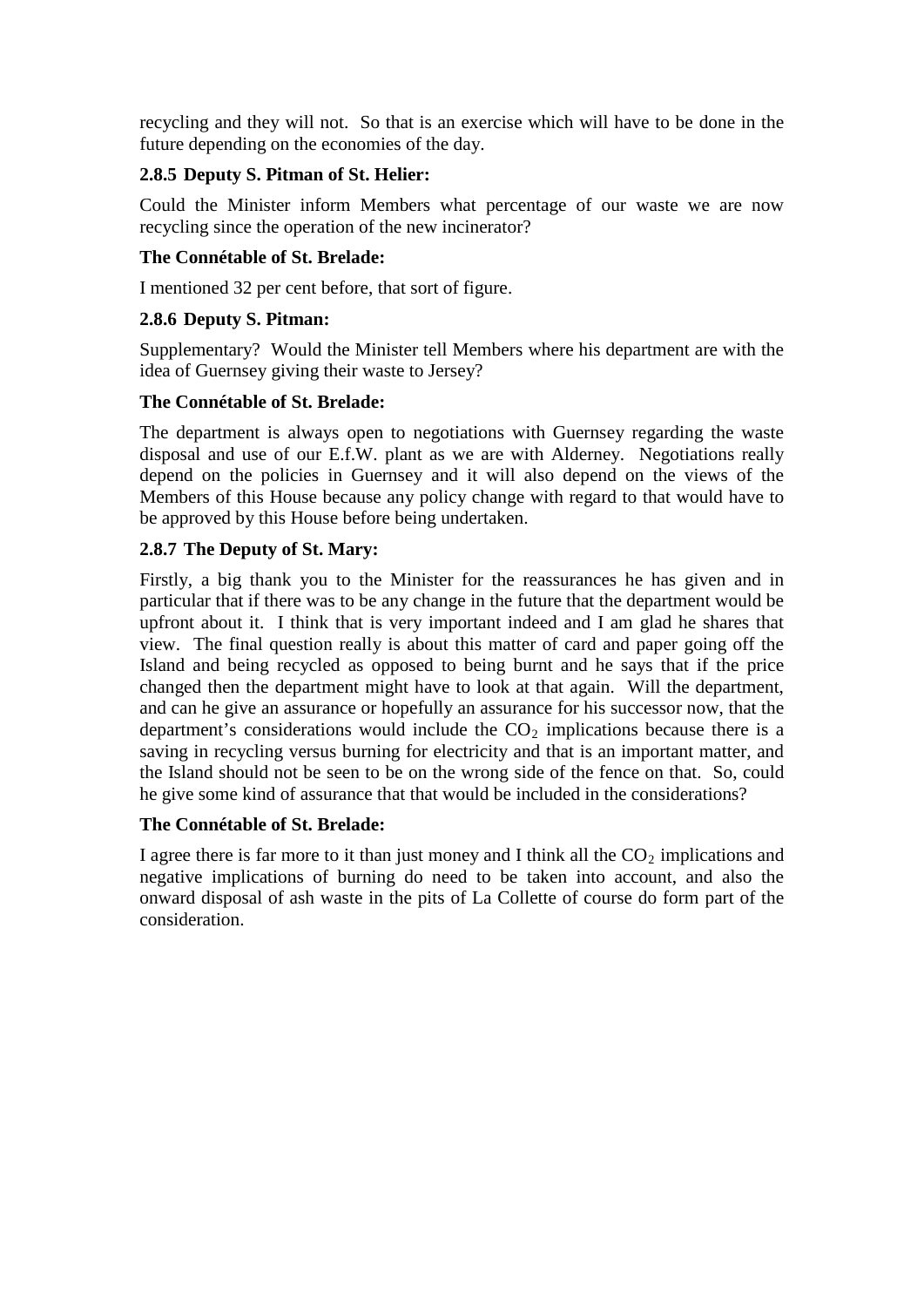recycling and they will not. So that is an exercise which will have to be done in the future depending on the economies of the day.

**2.8.5 Deputy S. Pitman of St. Helier:**

Could the Minister inform Members what percentage of our waste we are now recycling since the operation of the new incinerator?

**The Connétable of St. Brelade:**

I mentioned 32 per cent before, that sort of figure.

**2.8.6 Deputy S. Pitman:**

Supplementary? Would the Minister tell Members where his department are with the idea of Guernsey giving their waste to Jersey?

**The Connétable of St. Brelade:**

The department is always open to negotiations with Guernsey regarding the waste disposal and use of our E.f.W. plant as we are with Alderney. Negotiations really depend on the policies in Guernsey and it will also depend on the views of the Members of this House because any policy change with regard to that would have to be approved by this House before being undertaken.

**2.8.7 The Deputy of St. Mary:**

Firstly, a big thank you to the Minister for the reassurances he has given and in particular that if there was to be any change in the future that the department would be upfront about it. I think that is very important indeed and I am glad he shares that view. The final question really is about this matter of card and paper going off the Island and being recycled as opposed to being burnt and he says that if the price changed then the department might have to look at that again. Will the department, and can he give an assurance or hopefully an assurance for his successor now, that the department's considerations would include the $CO_2$ implications because there is a saving in recycling versus burning for electricity and that is an important matter, and the Island should not be seen to be on the wrong side of the fence on that. So, could he give some kind of assurance that that would be included in the considerations?

**The Connétable of St. Brelade:**

I agree there is far more to it than just money and I think all the $CO_2$ implications and negative implications of burning do need to be taken into account, and also the onward disposal of ash waste in the pits of La Collette of course do form part of the consideration.